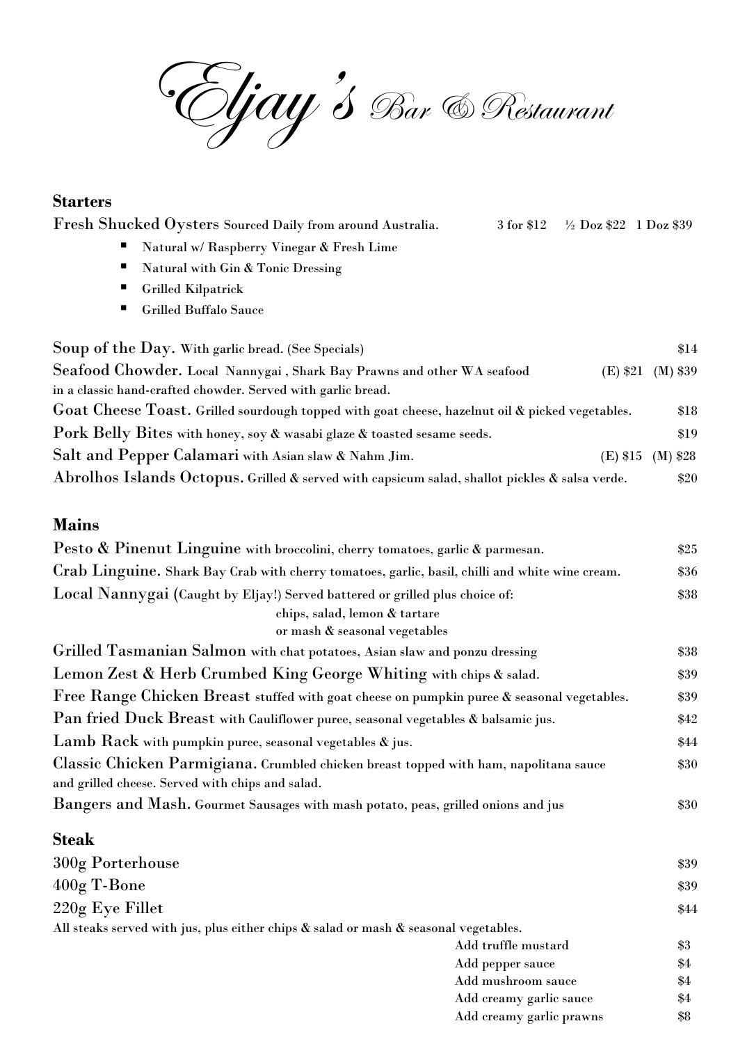# *Eljay's* *Bar & Restaurant*

## Starters

**Fresh Shucked Oysters** Sourced Daily from around Australia. 3 for $12 ½ Doz $22 1 Doz $39

- Natural w/ Raspberry Vinegar & Fresh Lime
- Natural with Gin & Tonic Dressing
- Grilled Kilpatrick
- Grilled Buffalo Sauce

**Soup of the Day.** With garlic bread. (See Specials) $14

**Seafood Chowder.** Local Nannygai , Shark Bay Prawns and other WA seafood in a classic hand-crafted chowder. Served with garlic bread. (E) $21 (M) $39

**Goat Cheese Toast.** Grilled sourdough topped with goat cheese, hazelnut oil & picked vegetables. $18

**Pork Belly Bites** with honey, soy & wasabi glaze & toasted sesame seeds. $19

**Salt and Pepper Calamari** with Asian slaw & Nahm Jim. (E) $15 (M) $28

**Abrolhos Islands Octopus.** Grilled & served with capsicum salad, shallot pickles & salsa verde. $20

## Mains

**Pesto & Pinenut Linguine** with broccolini, cherry tomatoes, garlic & parmesan. $25

**Crab Linguine.** Shark Bay Crab with cherry tomatoes, garlic, basil, chilli and white wine cream. $36

**Local Nannygai** (Caught by Eljay!) Served battered or grilled plus choice of: $38
chips, salad, lemon & tartare
or mash & seasonal vegetables

**Grilled Tasmanian Salmon** with chat potatoes, Asian slaw and ponzu dressing $38

**Lemon Zest & Herb Crumbed King George Whiting** with chips & salad. $39

**Free Range Chicken Breast** stuffed with goat cheese on pumpkin puree & seasonal vegetables. $39

**Pan fried Duck Breast** with Cauliflower puree, seasonal vegetables & balsamic jus. $42

**Lamb Rack** with pumpkin puree, seasonal vegetables & jus. $44

**Classic Chicken Parmigiana.** Crumbled chicken breast topped with ham, napolitana sauce and grilled cheese. Served with chips and salad. $30

**Bangers and Mash.** Gourmet Sausages with mash potato, peas, grilled onions and jus $30

## Steak

**300g Porterhouse** $39

**400g T-Bone** $39

**220g Eye Fillet** $44

All steaks served with jus, plus either chips & salad or mash & seasonal vegetables.

| | |
|---|---|
| Add truffle mustard | $3 |
| Add pepper sauce | $4 |
| Add mushroom sauce | $4 |
| Add creamy garlic sauce | $4 |
| Add creamy garlic prawns | $8 |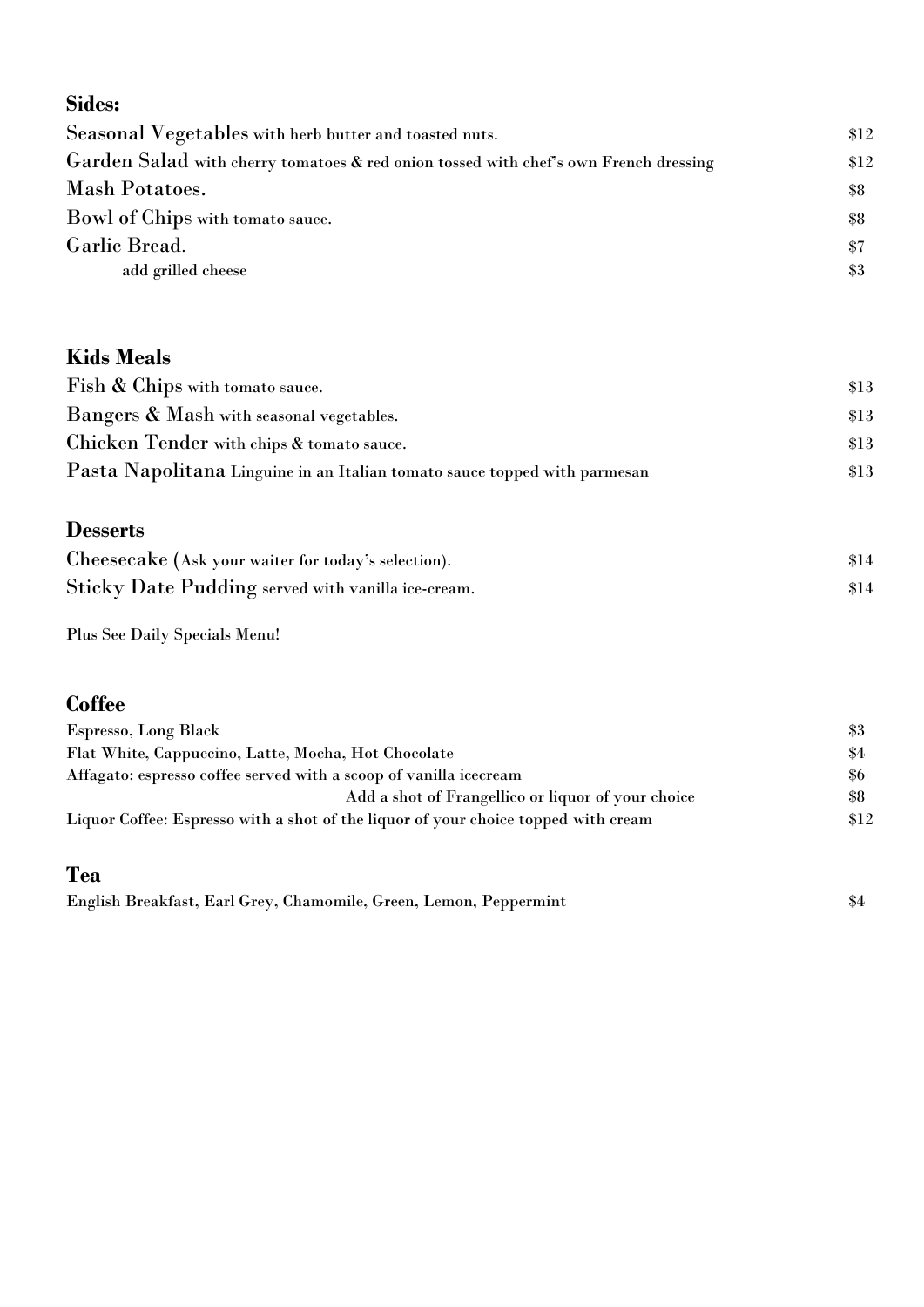## Sides:

| | |
|---|---|
| **Seasonal Vegetables** with herb butter and toasted nuts. | $12 |
| **Garden Salad** with cherry tomatoes & red onion tossed with chef's own French dressing | $12 |
| **Mash Potatoes.** | $8 |
| **Bowl of Chips** with tomato sauce. | $8 |
| **Garlic Bread.** | $7 |
| add grilled cheese | $3 |

## Kids Meals

| | |
|---|---|
| **Fish & Chips** with tomato sauce. | $13 |
| **Bangers & Mash** with seasonal vegetables. | $13 |
| **Chicken Tender** with chips & tomato sauce. | $13 |
| **Pasta Napolitana** Linguine in an Italian tomato sauce topped with parmesan | $13 |

## Desserts

| | |
|---|---|
| **Cheesecake** (Ask your waiter for today's selection). | $14 |
| **Sticky Date Pudding** served with vanilla ice-cream. | $14 |

Plus See Daily Specials Menu!

## Coffee

| | |
|---|---|
| Espresso, Long Black | $3 |
| Flat White, Cappuccino, Latte, Mocha, Hot Chocolate | $4 |
| Affagato: espresso coffee served with a scoop of vanilla icecream | $6 |
| Add a shot of Frangellico or liquor of your choice | $8 |
| Liquor Coffee: Espresso with a shot of the liquor of your choice topped with cream | $12 |

## Tea

| | |
|---|---|
| English Breakfast, Earl Grey, Chamomile, Green, Lemon, Peppermint | $4 |